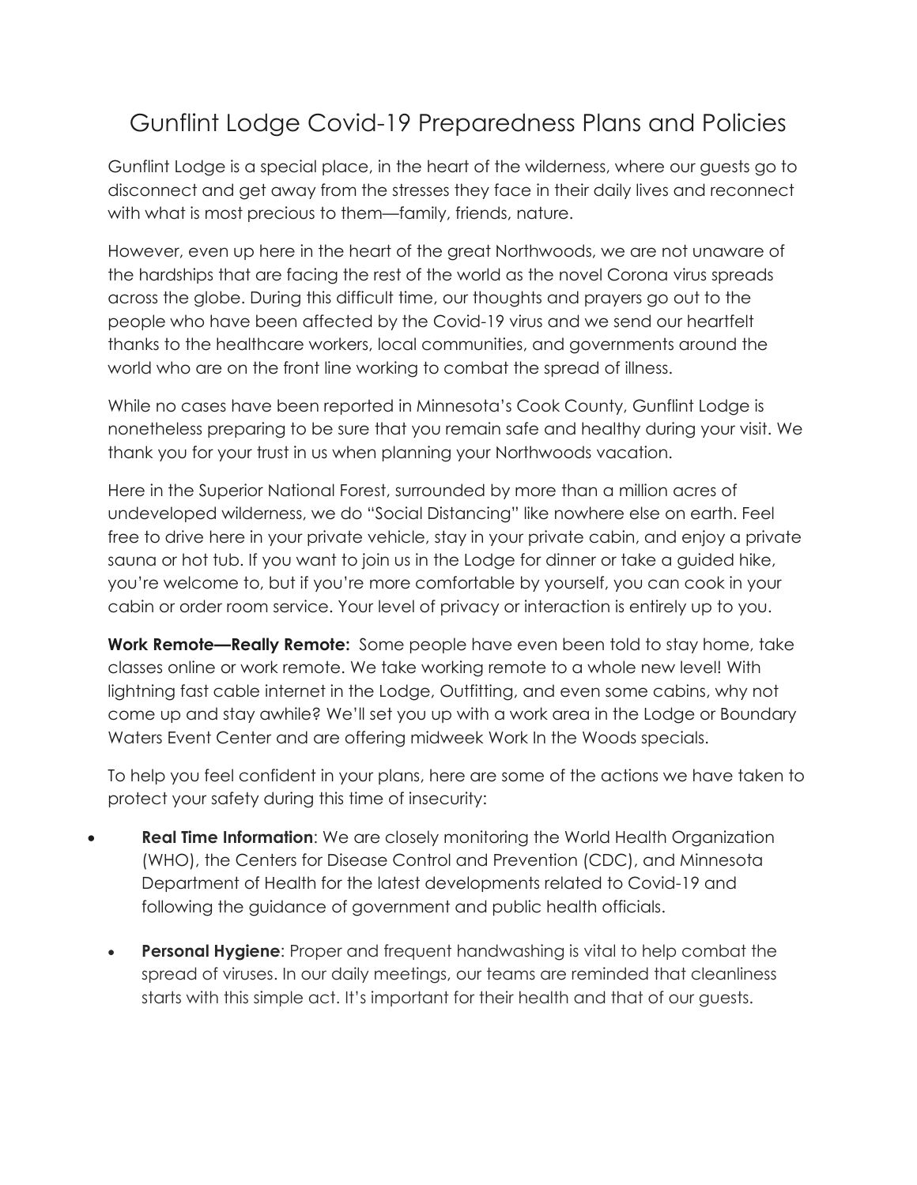# Gunflint Lodge Covid-19 Preparedness Plans and Policies

Gunflint Lodge is a special place, in the heart of the wilderness, where our guests go to disconnect and get away from the stresses they face in their daily lives and reconnect with what is most precious to them—family, friends, nature.

However, even up here in the heart of the great Northwoods, we are not unaware of the hardships that are facing the rest of the world as the novel Corona virus spreads across the globe. During this difficult time, our thoughts and prayers go out to the people who have been affected by the Covid-19 virus and we send our heartfelt thanks to the healthcare workers, local communities, and governments around the world who are on the front line working to combat the spread of illness.

While no cases have been reported in Minnesota's Cook County, Gunflint Lodge is nonetheless preparing to be sure that you remain safe and healthy during your visit. We thank you for your trust in us when planning your Northwoods vacation.

Here in the Superior National Forest, surrounded by more than a million acres of undeveloped wilderness, we do "Social Distancing" like nowhere else on earth. Feel free to drive here in your private vehicle, stay in your private cabin, and enjoy a private sauna or hot tub. If you want to join us in the Lodge for dinner or take a guided hike, you're welcome to, but if you're more comfortable by yourself, you can cook in your cabin or order room service. Your level of privacy or interaction is entirely up to you.

**Work Remote—Really Remote:** Some people have even been told to stay home, take classes online or work remote. We take working remote to a whole new level! With lightning fast cable internet in the Lodge, Outfitting, and even some cabins, why not come up and stay awhile? We'll set you up with a work area in the Lodge or Boundary Waters Event Center and are offering midweek Work In the Woods specials.

To help you feel confident in your plans, here are some of the actions we have taken to protect your safety during this time of insecurity:

- **Real Time Information**: We are closely monitoring the World Health Organization (WHO), the Centers for Disease Control and Prevention (CDC), and Minnesota Department of Health for the latest developments related to Covid-19 and following the guidance of government and public health officials.
- **Personal Hygiene**: Proper and frequent handwashing is vital to help combat the spread of viruses. In our daily meetings, our teams are reminded that cleanliness starts with this simple act. It's important for their health and that of our guests.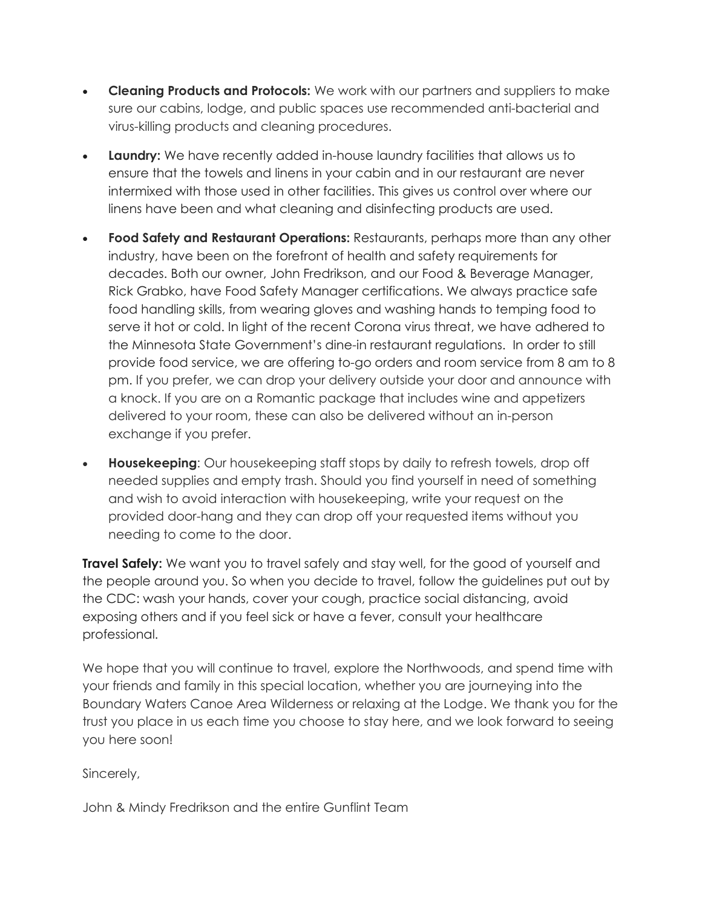- **Cleaning Products and Protocols:** We work with our partners and suppliers to make sure our cabins, lodge, and public spaces use recommended anti-bacterial and virus-killing products and cleaning procedures.
- **Laundry:** We have recently added in-house laundry facilities that allows us to ensure that the towels and linens in your cabin and in our restaurant are never intermixed with those used in other facilities. This gives us control over where our linens have been and what cleaning and disinfecting products are used.
- **Food Safety and Restaurant Operations:** Restaurants, perhaps more than any other industry, have been on the forefront of health and safety requirements for decades. Both our owner, John Fredrikson, and our Food & Beverage Manager, Rick Grabko, have Food Safety Manager certifications. We always practice safe food handling skills, from wearing gloves and washing hands to temping food to serve it hot or cold. In light of the recent Corona virus threat, we have adhered to the Minnesota State Government's dine-in restaurant regulations. In order to still provide food service, we are offering to-go orders and room service from 8 am to 8 pm. If you prefer, we can drop your delivery outside your door and announce with a knock. If you are on a Romantic package that includes wine and appetizers delivered to your room, these can also be delivered without an in-person exchange if you prefer.
- **Housekeeping**: Our housekeeping staff stops by daily to refresh towels, drop off needed supplies and empty trash. Should you find yourself in need of something and wish to avoid interaction with housekeeping, write your request on the provided door-hang and they can drop off your requested items without you needing to come to the door.

**Travel Safely:** We want you to travel safely and stay well, for the good of yourself and the people around you. So when you decide to travel, follow the guidelines put out by the CDC: wash your hands, cover your cough, practice social distancing, avoid exposing others and if you feel sick or have a fever, consult your healthcare professional.

We hope that you will continue to travel, explore the Northwoods, and spend time with your friends and family in this special location, whether you are journeying into the Boundary Waters Canoe Area Wilderness or relaxing at the Lodge. We thank you for the trust you place in us each time you choose to stay here, and we look forward to seeing you here soon!

Sincerely,

John & Mindy Fredrikson and the entire Gunflint Team